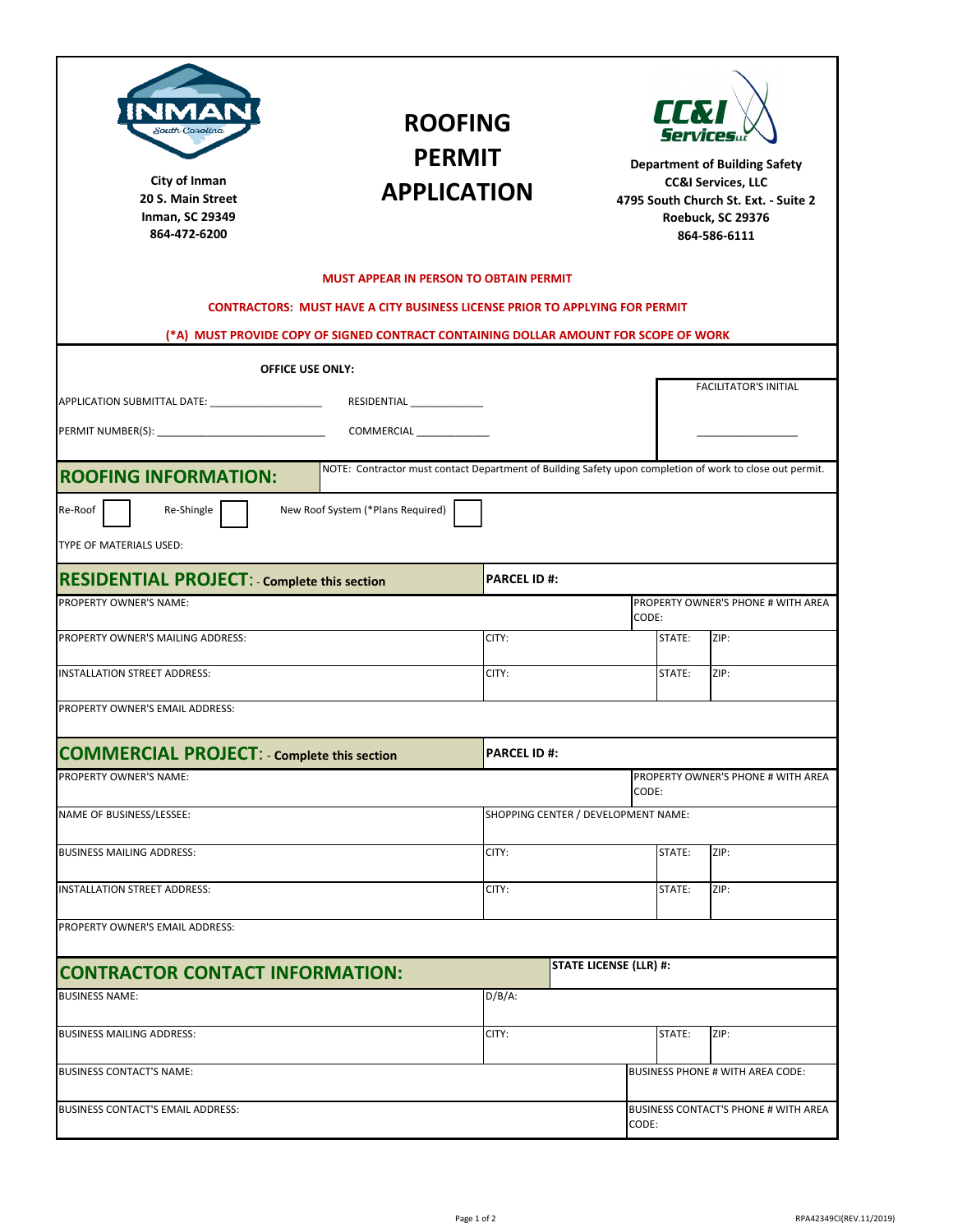City of Inman
20 S. Main Street
Inman, SC 29349
864-472-6200

# ROOFING PERMIT APPLICATION

Department of Building Safety
CC&I Services, LLC
4795 South Church St. Ext. - Suite 2
Roebuck, SC 29376
864-586-6111

**MUST APPEAR IN PERSON TO OBTAIN PERMIT**

**CONTRACTORS: MUST HAVE A CITY BUSINESS LICENSE PRIOR TO APPLYING FOR PERMIT**

**(*A) MUST PROVIDE COPY OF SIGNED CONTRACT CONTAINING DOLLAR AMOUNT FOR SCOPE OF WORK**

**OFFICE USE ONLY:**

APPLICATION SUBMITTAL DATE: ___________________ RESIDENTIAL ____________

PERMIT NUMBER(S): ____________________________ COMMERCIAL ____________

FACILITATOR'S INITIAL _________________

## ROOFING INFORMATION:

NOTE: Contractor must contact Department of Building Safety upon completion of work to close out permit.

Re-Roof ☐ Re-Shingle ☐ New Roof System (*Plans Required) ☐

TYPE OF MATERIALS USED:

## RESIDENTIAL PROJECT: - Complete this section

| PARCEL ID #: | | | |
|---|---|---|---|
| PROPERTY OWNER'S NAME: | | PROPERTY OWNER'S PHONE # WITH AREA CODE: | |
| PROPERTY OWNER'S MAILING ADDRESS: | CITY: | STATE: | ZIP: |
| INSTALLATION STREET ADDRESS: | CITY: | STATE: | ZIP: |
| PROPERTY OWNER'S EMAIL ADDRESS: | | | |

## COMMERCIAL PROJECT: - Complete this section

| PARCEL ID #: | | | |
|---|---|---|---|
| PROPERTY OWNER'S NAME: | | PROPERTY OWNER'S PHONE # WITH AREA CODE: | |
| NAME OF BUSINESS/LESSEE: | SHOPPING CENTER / DEVELOPMENT NAME: | | |
| BUSINESS MAILING ADDRESS: | CITY: | STATE: | ZIP: |
| INSTALLATION STREET ADDRESS: | CITY: | STATE: | ZIP: |
| PROPERTY OWNER'S EMAIL ADDRESS: | | | |

## CONTRACTOR CONTACT INFORMATION:

| STATE LICENSE (LLR) #: | | | |
|---|---|---|---|
| BUSINESS NAME: | D/B/A: | | |
| BUSINESS MAILING ADDRESS: | CITY: | STATE: | ZIP: |
| BUSINESS CONTACT'S NAME: | | BUSINESS PHONE # WITH AREA CODE: | |
| BUSINESS CONTACT'S EMAIL ADDRESS: | | BUSINESS CONTACT'S PHONE # WITH AREA CODE: | |

RPA42349CI(REV.11/2019)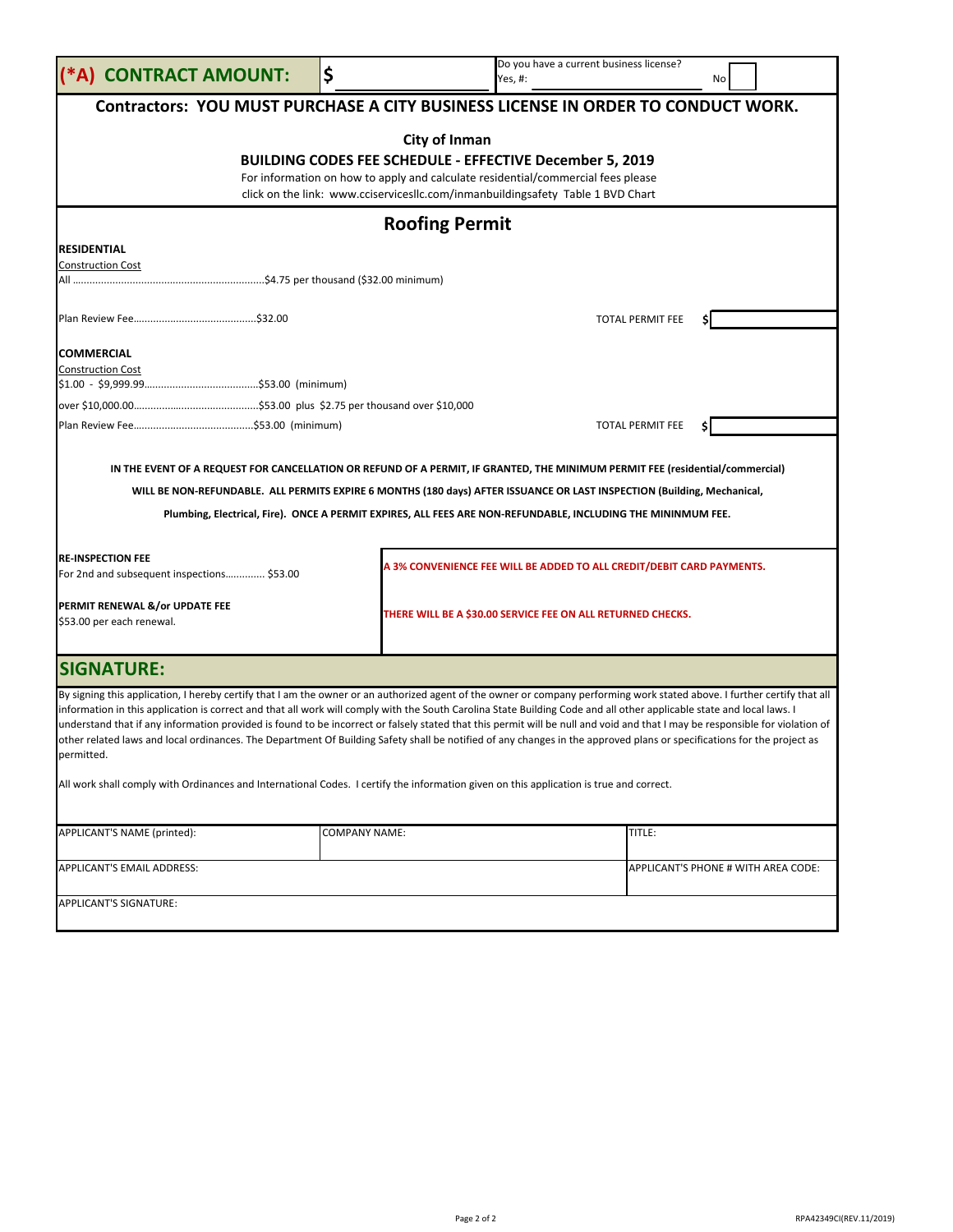**(\*A) CONTRACT AMOUNT:** $ ____________

Do you have a current business license? Yes, #: ____________ No ☐

**Contractors: YOU MUST PURCHASE A CITY BUSINESS LICENSE IN ORDER TO CONDUCT WORK.**

**City of Inman**

**BUILDING CODES FEE SCHEDULE - EFFECTIVE December 5, 2019**

For information on how to apply and calculate residential/commercial fees please click on the link: www.cciservicesllc.com/inmanbuildingsafety Table 1 BVD Chart

## Roofing Permit

**RESIDENTIAL**

Construction Cost

All ....................................................................$4.75 per thousand ($32.00 minimum)

Plan Review Fee...........................................$32.00

TOTAL PERMIT FEE $ ____________

**COMMERCIAL**

Construction Cost

$1.00 - $9,999.99........................................$53.00 (minimum)

over $10,000.00............................................$53.00 plus $2.75 per thousand over $10,000

Plan Review Fee...........................................$53.00 (minimum)

TOTAL PERMIT FEE $ ____________

**IN THE EVENT OF A REQUEST FOR CANCELLATION OR REFUND OF A PERMIT, IF GRANTED, THE MINIMUM PERMIT FEE (residential/commercial) WILL BE NON-REFUNDABLE. ALL PERMITS EXPIRE 6 MONTHS (180 days) AFTER ISSUANCE OR LAST INSPECTION (Building, Mechanical, Plumbing, Electrical, Fire). ONCE A PERMIT EXPIRES, ALL FEES ARE NON-REFUNDABLE, INCLUDING THE MININMUM FEE.**

**RE-INSPECTION FEE**

For 2nd and subsequent inspections.............. $53.00

**PERMIT RENEWAL &/or UPDATE FEE**

$53.00 per each renewal.

**A 3% CONVENIENCE FEE WILL BE ADDED TO ALL CREDIT/DEBIT CARD PAYMENTS.**

**THERE WILL BE A $30.00 SERVICE FEE ON ALL RETURNED CHECKS.**

## SIGNATURE:

By signing this application, I hereby certify that I am the owner or an authorized agent of the owner or company performing work stated above. I further certify that all information in this application is correct and that all work will comply with the South Carolina State Building Code and all other applicable state and local laws. I understand that if any information provided is found to be incorrect or falsely stated that this permit will be null and void and that I may be responsible for violation of other related laws and local ordinances. The Department Of Building Safety shall be notified of any changes in the approved plans or specifications for the project as permitted.

All work shall comply with Ordinances and International Codes. I certify the information given on this application is true and correct.

| | | |
|---|---|---|
| APPLICANT'S NAME (printed): | COMPANY NAME: | TITLE: |
| APPLICANT'S EMAIL ADDRESS: | | APPLICANT'S PHONE # WITH AREA CODE: |
| APPLICANT'S SIGNATURE: | | |

RPA42349CI(REV.11/2019)